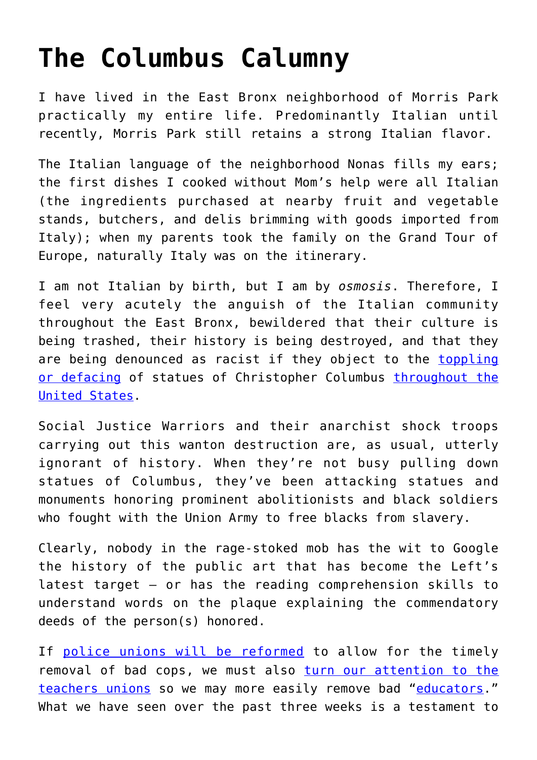# The Columbus Calumny

I have lived in the East Bronx neighborhood of Morris Park practically my entire life. Predominantly Italian until recently, Morris Park still retains a strong Italian flavor.

The Italian language of the neighborhood Nonas fills my ears; the first dishes I cooked without Mom's help were all Italian (the ingredients purchased at nearby fruit and vegetable stands, butchers, and delis brimming with goods imported from Italy); when my parents took the family on the Grand Tour of Europe, naturally Italy was on the itinerary.

I am not Italian by birth, but I am by *osmosis*. Therefore, I feel very acutely the anguish of the Italian community throughout the East Bronx, bewildered that their culture is being trashed, their history is being destroyed, and that they are being denounced as racist if they object to the toppling or defacing of statues of Christopher Columbus throughout the United States.

Social Justice Warriors and their anarchist shock troops carrying out this wanton destruction are, as usual, utterly ignorant of history. When they're not busy pulling down statues of Columbus, they've been attacking statues and monuments honoring prominent abolitionists and black soldiers who fought with the Union Army to free blacks from slavery.

Clearly, nobody in the rage-stoked mob has the wit to Google the history of the public art that has become the Left's latest target – or has the reading comprehension skills to understand words on the plaque explaining the commendatory deeds of the person(s) honored.

If police unions will be reformed to allow for the timely removal of bad cops, we must also turn our attention to the teachers unions so we may more easily remove bad "educators." What we have seen over the past three weeks is a testament to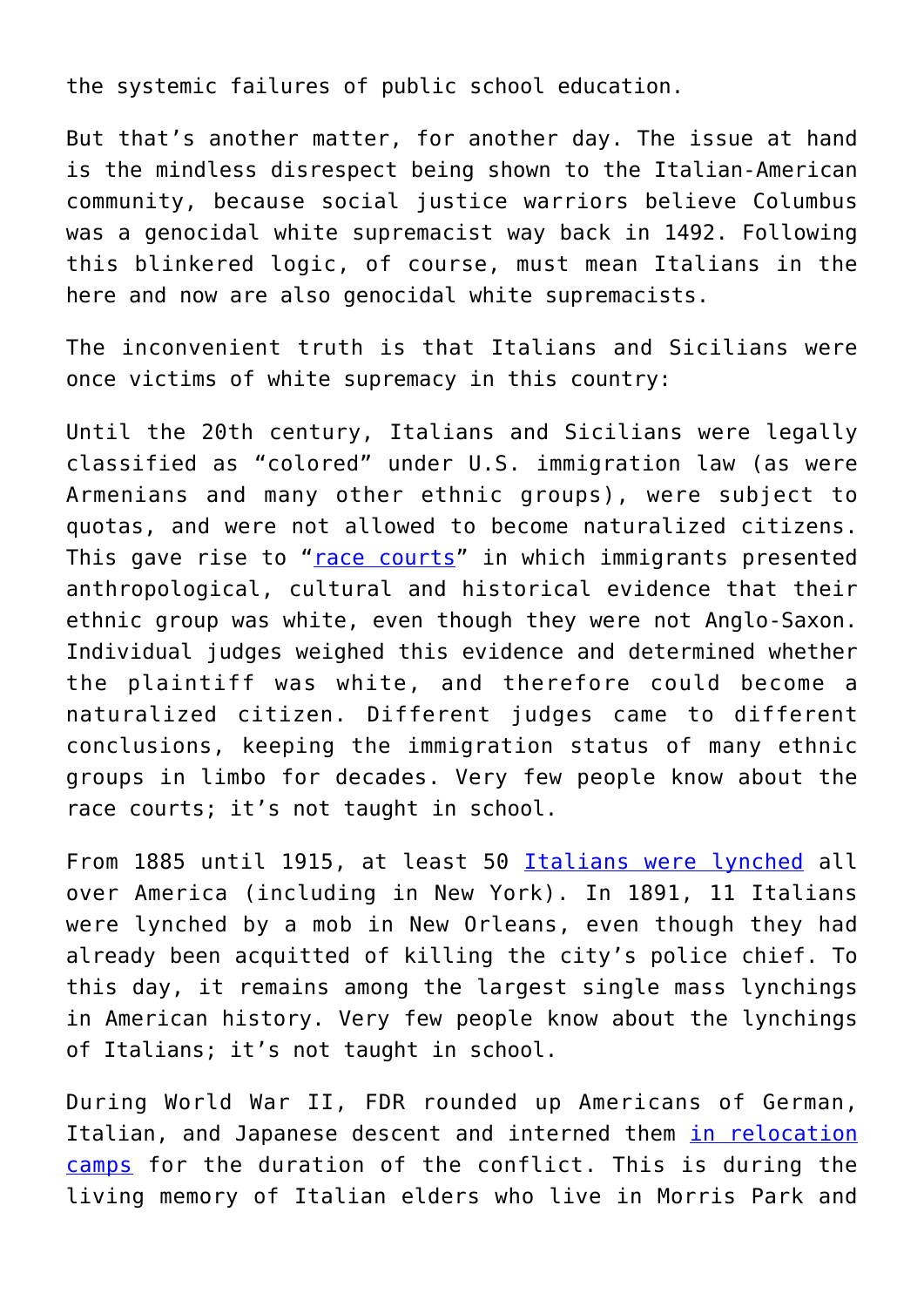the systemic failures of public school education.

But that's another matter, for another day. The issue at hand is the mindless disrespect being shown to the Italian-American community, because social justice warriors believe Columbus was a genocidal white supremacist way back in 1492. Following this blinkered logic, of course, must mean Italians in the here and now are also genocidal white supremacists.

The inconvenient truth is that Italians and Sicilians were once victims of white supremacy in this country:

Until the 20th century, Italians and Sicilians were legally classified as "colored" under U.S. immigration law (as were Armenians and many other ethnic groups), were subject to quotas, and were not allowed to become naturalized citizens. This gave rise to "race courts" in which immigrants presented anthropological, cultural and historical evidence that their ethnic group was white, even though they were not Anglo-Saxon. Individual judges weighed this evidence and determined whether the plaintiff was white, and therefore could become a naturalized citizen. Different judges came to different conclusions, keeping the immigration status of many ethnic groups in limbo for decades. Very few people know about the race courts; it's not taught in school.

From 1885 until 1915, at least 50 Italians were lynched all over America (including in New York). In 1891, 11 Italians were lynched by a mob in New Orleans, even though they had already been acquitted of killing the city's police chief. To this day, it remains among the largest single mass lynchings in American history. Very few people know about the lynchings of Italians; it's not taught in school.

During World War II, FDR rounded up Americans of German, Italian, and Japanese descent and interned them in relocation camps for the duration of the conflict. This is during the living memory of Italian elders who live in Morris Park and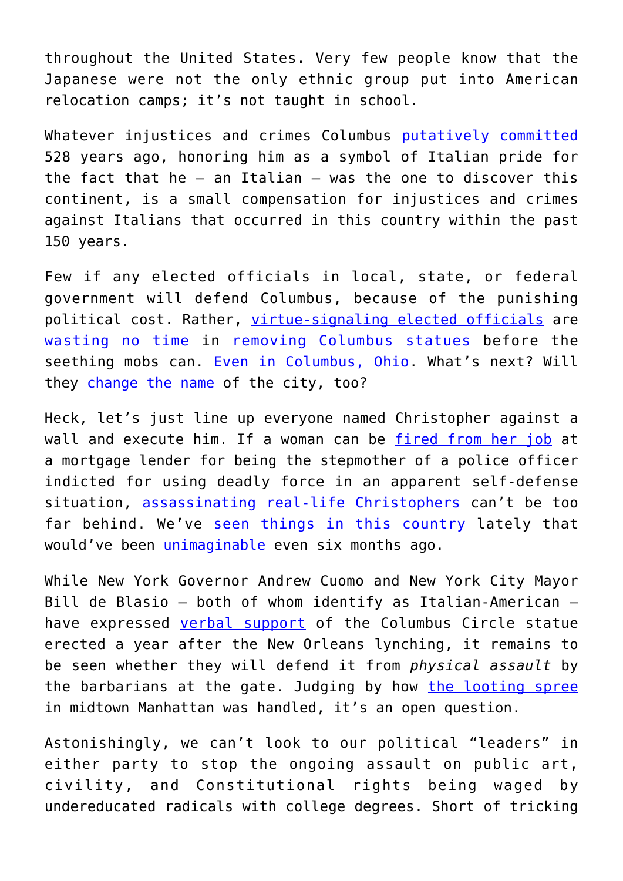throughout the United States. Very few people know that the Japanese were not the only ethnic group put into American relocation camps; it's not taught in school.

Whatever injustices and crimes Columbus putatively committed 528 years ago, honoring him as a symbol of Italian pride for the fact that he – an Italian – was the one to discover this continent, is a small compensation for injustices and crimes against Italians that occurred in this country within the past 150 years.

Few if any elected officials in local, state, or federal government will defend Columbus, because of the punishing political cost. Rather, virtue-signaling elected officials are wasting no time in removing Columbus statues before the seething mobs can. Even in Columbus, Ohio. What's next? Will they change the name of the city, too?

Heck, let's just line up everyone named Christopher against a wall and execute him. If a woman can be fired from her job at a mortgage lender for being the stepmother of a police officer indicted for using deadly force in an apparent self-defense situation, assassinating real-life Christophers can't be too far behind. We've seen things in this country lately that would've been unimaginable even six months ago.

While New York Governor Andrew Cuomo and New York City Mayor Bill de Blasio – both of whom identify as Italian-American – have expressed verbal support of the Columbus Circle statue erected a year after the New Orleans lynching, it remains to be seen whether they will defend it from *physical assault* by the barbarians at the gate. Judging by how the looting spree in midtown Manhattan was handled, it's an open question.

Astonishingly, we can't look to our political "leaders" in either party to stop the ongoing assault on public art, civility, and Constitutional rights being waged by undereducated radicals with college degrees. Short of tricking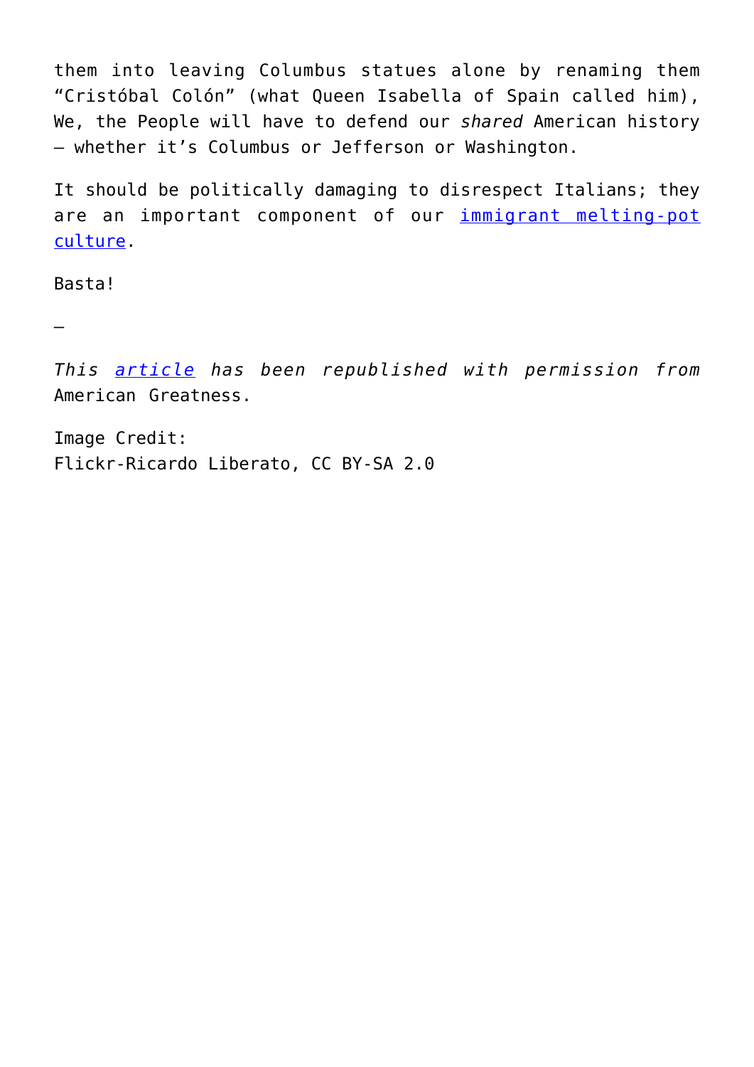them into leaving Columbus statues alone by renaming them "Cristóbal Colón" (what Queen Isabella of Spain called him), We, the People will have to defend our *shared* American history – whether it's Columbus or Jefferson or Washington.

It should be politically damaging to disrespect Italians; they are an important component of our immigrant melting-pot culture.

Basta!

—

*This article has been republished with permission from* American Greatness.

Image Credit:
Flickr-Ricardo Liberato, CC BY-SA 2.0